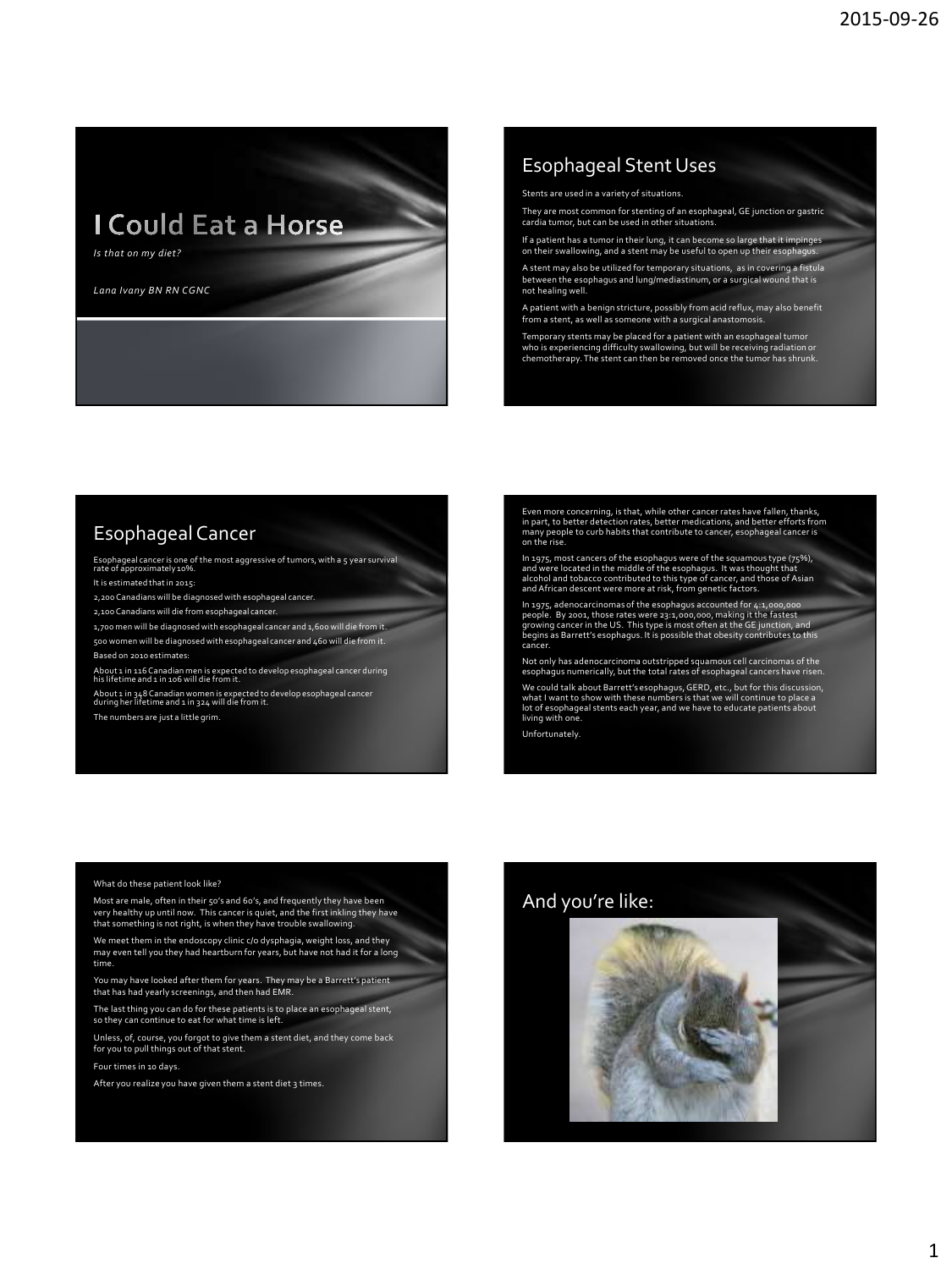# I Could Eat a Horse

*Is that on my diet?*

*Lana Ivany BN RN CGNC*

## Esophageal Stent Uses

Stents are used in a variety of situations.

They are most common for stenting of an esophageal, GE junction or gastric cardia tumor, but can be used in other situations.

If a patient has a tumor in their lung, it can become so large that it impinges on their swallowing, and a stent may be useful to open up their esophagus.

A stent may also be utilized for temporary situations, as in covering a fistula between the esophagus and lung/mediastinum, or a surgical wound that is not healing well.

A patient with a benign stricture, possibly from acid reflux, may also benefit from a stent, as well as someone with a surgical anastomosis.

Temporary stents may be placed for a patient with an esophageal tumor who is experiencing difficulty swallowing, but will be receiving radiation or chemotherapy. The stent can then be removed once the tumor has shrunk.

## Esophageal Cancer

Esophageal cancer is one of the most aggressive of tumors, with a 5 year survival rate of approximately 10%.

It is estimated that in 2015:

2,200 Canadians will be diagnosed with esophageal cancer.

2,100 Canadians will die from esophageal cancer.

1,700 men will be diagnosed with esophageal cancer and 1,600 will die from it.

500 women will be diagnosed with esophageal cancer and 460 will die from it.

Based on 2010 estimates:

About 1 in 116 Canadian men is expected to develop esophageal cancer during his lifetime and 1 in 106 will die from it.

About 1 in 348 Canadian women is expected to develop esophageal cancer during her lifetime and 1 in 324 will die from it.

The numbers are just a little grim.

Even more concerning, is that, while other cancer rates have fallen, thanks, in part, to better detection rates, better medications, and better efforts from many people to curb habits that contribute to cancer, esophageal cancer is on the rise.

In 1975, most cancers of the esophagus were of the squamous type (75%), and were located in the middle of the esophagus. It was thought that alcohol and tobacco contributed to this type of cancer, and those of Asian and African descent were more at risk, from genetic factors.

In 1975, adenocarcinomas of the esophagus accounted for 4:1,000,000 people. By 2001, those rates were 23:1,000,000, making it the fastest growing cancer in the US. This type is most often at the GE junction, and begins as Barrett's esophagus. It is possible that obesity contributes to this cancer.

Not only has adenocarcinoma outstripped squamous cell carcinomas of the esophagus numerically, but the total rates of esophageal cancers have risen.

We could talk about Barrett's esophagus, GERD, etc., but for this discussion, what I want to show with these numbers is that we will continue to place a lot of esophageal stents each year, and we have to educate patients about living with one.

Unfortunately.

What do these patient look like?

Most are male, often in their 50's and 60's, and frequently they have been very healthy up until now. This cancer is quiet, and the first inkling they have that something is not right, is when they have trouble swallowing.

We meet them in the endoscopy clinic c/o dysphagia, weight loss, and they may even tell you they had heartburn for years, but have not had it for a long time.

You may have looked after them for years. They may be a Barrett's patient that has had yearly screenings, and then had EMR.

The last thing you can do for these patients is to place an esophageal stent, so they can continue to eat for what time is left.

Unless, of, course, you forgot to give them a stent diet, and they come back for you to pull things out of that stent.

Four times in 10 days.

After you realize you have given them a stent diet 3 times.

## And you're like: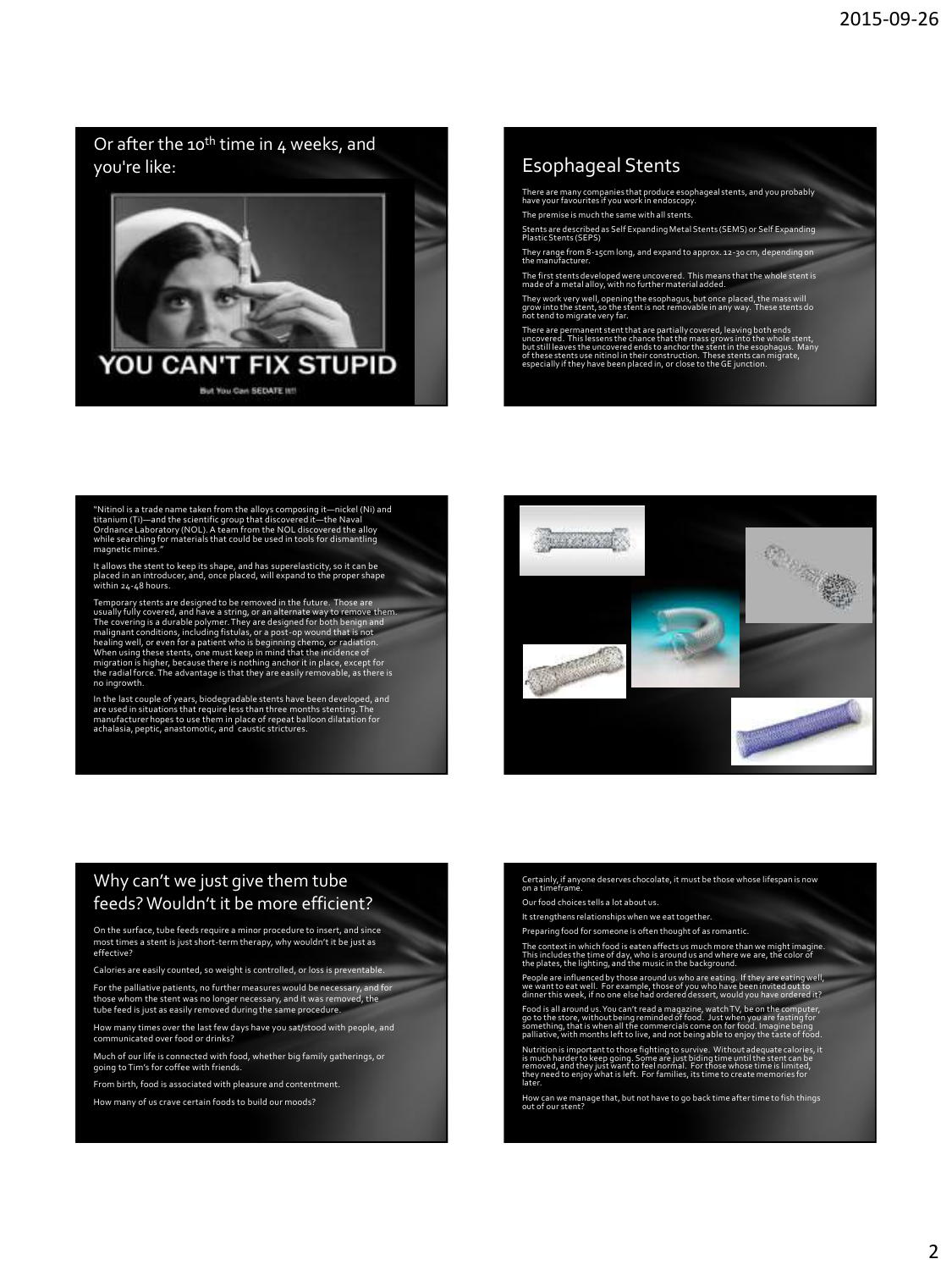## Or after the 10th time in 4 weeks, and you're like:

YOU CAN'T FIX STUPID

But You Can SEDATE It!!

## Esophageal Stents

There are many companies that produce esophageal stents, and you probably have your favourites if you work in endoscopy.

The premise is much the same with all stents.

Stents are described as Self Expanding Metal Stents (SEMS) or Self Expanding Plastic Stents (SEPS)

They range from 8-15cm long, and expand to approx. 12-30 cm, depending on the manufacturer.

The first stents developed were uncovered. This means that the whole stent is made of a metal alloy, with no further material added.

They work very well, opening the esophagus, but once placed, the mass will grow into the stent, so the stent is not removable in any way. These stents do not tend to migrate very far.

There are permanent stent that are partially covered, leaving both ends uncovered. This lessens the chance that the mass grows into the whole stent, but still leaves the uncovered ends to anchor the stent in the esophagus. Many of these stents use nitinol in their construction. These stents can migrate, especially if they have been placed in, or close to the GE junction.

"Nitinol is a trade name taken from the alloys composing it—nickel (Ni) and titanium (Ti)—and the scientific group that discovered it—the Naval Ordnance Laboratory (NOL). A team from the NOL discovered the alloy while searching for materials that could be used in tools for dismantling magnetic mines."

It allows the stent to keep its shape, and has superelasticity, so it can be placed in an introducer, and, once placed, will expand to the proper shape within 24-48 hours.

Temporary stents are designed to be removed in the future. Those are usually fully covered, and have a string, or an alternate way to remove them. The covering is a durable polymer. They are designed for both benign and malignant conditions, including fistulas, or a post-op wound that is not healing well, or even for a patient who is beginning chemo, or radiation. When using these stents, one must keep in mind that the incidence of migration is higher, because there is nothing anchor it in place, except for the radial force. The advantage is that they are easily removable, as there is no ingrowth.

In the last couple of years, biodegradable stents have been developed, and are used in situations that require less than three months stenting. The manufacturer hopes to use them in place of repeat balloon dilatation for achalasia, peptic, anastomotic, and caustic strictures.

## Why can't we just give them tube feeds? Wouldn't it be more efficient?

On the surface, tube feeds require a minor procedure to insert, and since most times a stent is just short-term therapy, why wouldn't it be just as effective?

Calories are easily counted, so weight is controlled, or loss is preventable.

For the palliative patients, no further measures would be necessary, and for those whom the stent was no longer necessary, and it was removed, the tube feed is just as easily removed during the same procedure.

How many times over the last few days have you sat/stood with people, and communicated over food or drinks?

Much of our life is connected with food, whether big family gatherings, or going to Tim's for coffee with friends.

From birth, food is associated with pleasure and contentment.

How many of us crave certain foods to build our moods?

Certainly, if anyone deserves chocolate, it must be those whose lifespan is now on a timeframe.

Our food choices tells a lot about us.

It strengthens relationships when we eat together.

Preparing food for someone is often thought of as romantic.

The context in which food is eaten affects us much more than we might imagine. This includes the time of day, who is around us and where we are, the color of the plates, the lighting, and the music in the background.

People are influenced by those around us who are eating. If they are eating well, we want to eat well. For example, those of you who have been invited out to dinner this week, if no one else had ordered dessert, would you have ordered it?

Food is all around us. You can't read a magazine, watch TV, be on the computer, go to the store, without being reminded of food. Just when you are fasting for something, that is when all the commercials come on for food. Imagine being palliative, with months left to live, and not being able to enjoy the taste of food.

Nutrition is important to those fighting to survive. Without adequate calories, it is much harder to keep going. Some are just biding time until the stent can be removed, and they just want to feel normal. For those whose time is limited, they need to enjoy what is left. For families, its time to create memories for later.

How can we manage that, but not have to go back time after time to fish things out of our stent?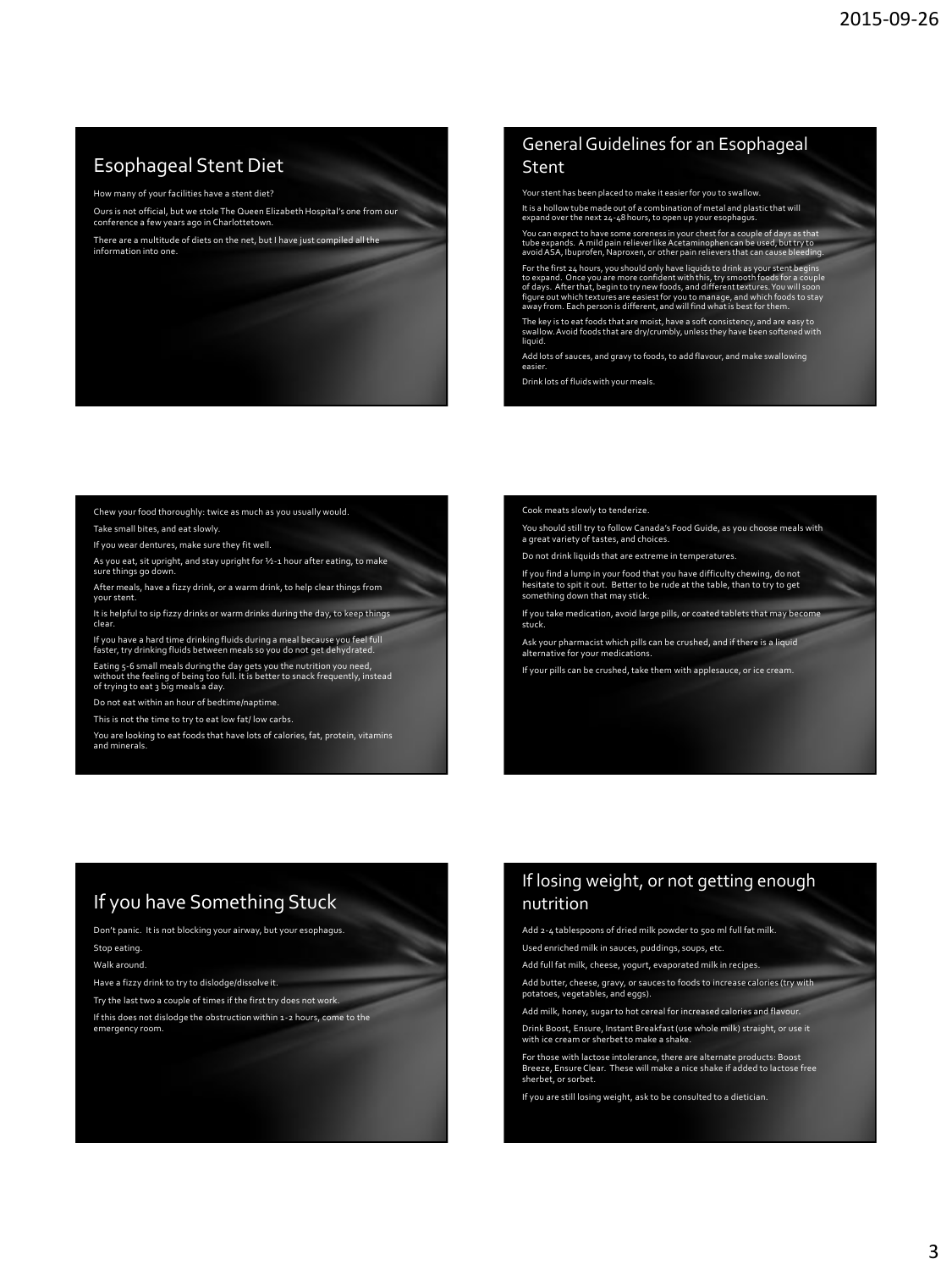## Esophageal Stent Diet

How many of your facilities have a stent diet?

Ours is not official, but we stole The Queen Elizabeth Hospital's one from our conference a few years ago in Charlottetown.

There are a multitude of diets on the net, but I have just compiled all the information into one.

## General Guidelines for an Esophageal Stent

Your stent has been placed to make it easier for you to swallow.

It is a hollow tube made out of a combination of metal and plastic that will expand over the next 24-48 hours, to open up your esophagus.

You can expect to have some soreness in your chest for a couple of days as that tube expands. A mild pain reliever like Acetaminophen can be used, but try to avoid ASA, Ibuprofen, Naproxen, or other pain relievers that can cause bleeding.

For the first 24 hours, you should only have liquids to drink as your stent begins to expand. Once you are more confident with this, try smooth foods for a couple of days. After that, begin to try new foods, and different textures. You will soon figure out which textures are easiest for you to manage, and which foods to stay away from. Each person is different, and will find what is best for them.

The key is to eat foods that are moist, have a soft consistency, and are easy to swallow. Avoid foods that are dry/crumbly, unless they have been softened with liquid.

Add lots of sauces, and gravy to foods, to add flavour, and make swallowing easier.

Drink lots of fluids with your meals.

---

Chew your food thoroughly: twice as much as you usually would.

Take small bites, and eat slowly.

If you wear dentures, make sure they fit well.

As you eat, sit upright, and stay upright for ½-1 hour after eating, to make sure things go down.

After meals, have a fizzy drink, or a warm drink, to help clear things from your stent.

It is helpful to sip fizzy drinks or warm drinks during the day, to keep things clear.

If you have a hard time drinking fluids during a meal because you feel full faster, try drinking fluids between meals so you do not get dehydrated.

Eating 5-6 small meals during the day gets you the nutrition you need, without the feeling of being too full. It is better to snack frequently, instead of trying to eat 3 big meals a day.

Do not eat within an hour of bedtime/naptime.

This is not the time to try to eat low fat/ low carbs.

You are looking to eat foods that have lots of calories, fat, protein, vitamins and minerals.

---

Cook meats slowly to tenderize.

You should still try to follow Canada's Food Guide, as you choose meals with a great variety of tastes, and choices.

Do not drink liquids that are extreme in temperatures.

If you find a lump in your food that you have difficulty chewing, do not hesitate to spit it out. Better to be rude at the table, than to try to get something down that may stick.

If you take medication, avoid large pills, or coated tablets that may become stuck.

Ask your pharmacist which pills can be crushed, and if there is a liquid alternative for your medications.

If your pills can be crushed, take them with applesauce, or ice cream.

## If you have Something Stuck

Don't panic. It is not blocking your airway, but your esophagus.

Stop eating.

Walk around.

Have a fizzy drink to try to dislodge/dissolve it.

Try the last two a couple of times if the first try does not work.

If this does not dislodge the obstruction within 1-2 hours, come to the emergency room.

## If losing weight, or not getting enough nutrition

Add 2-4 tablespoons of dried milk powder to 500 ml full fat milk.

Used enriched milk in sauces, puddings, soups, etc.

Add full fat milk, cheese, yogurt, evaporated milk in recipes.

Add butter, cheese, gravy, or sauces to foods to increase calories (try with potatoes, vegetables, and eggs).

Add milk, honey, sugar to hot cereal for increased calories and flavour.

Drink Boost, Ensure, Instant Breakfast (use whole milk) straight, or use it with ice cream or sherbet to make a shake.

For those with lactose intolerance, there are alternate products: Boost Breeze, Ensure Clear. These will make a nice shake if added to lactose free sherbet, or sorbet.

If you are still losing weight, ask to be consulted to a dietician.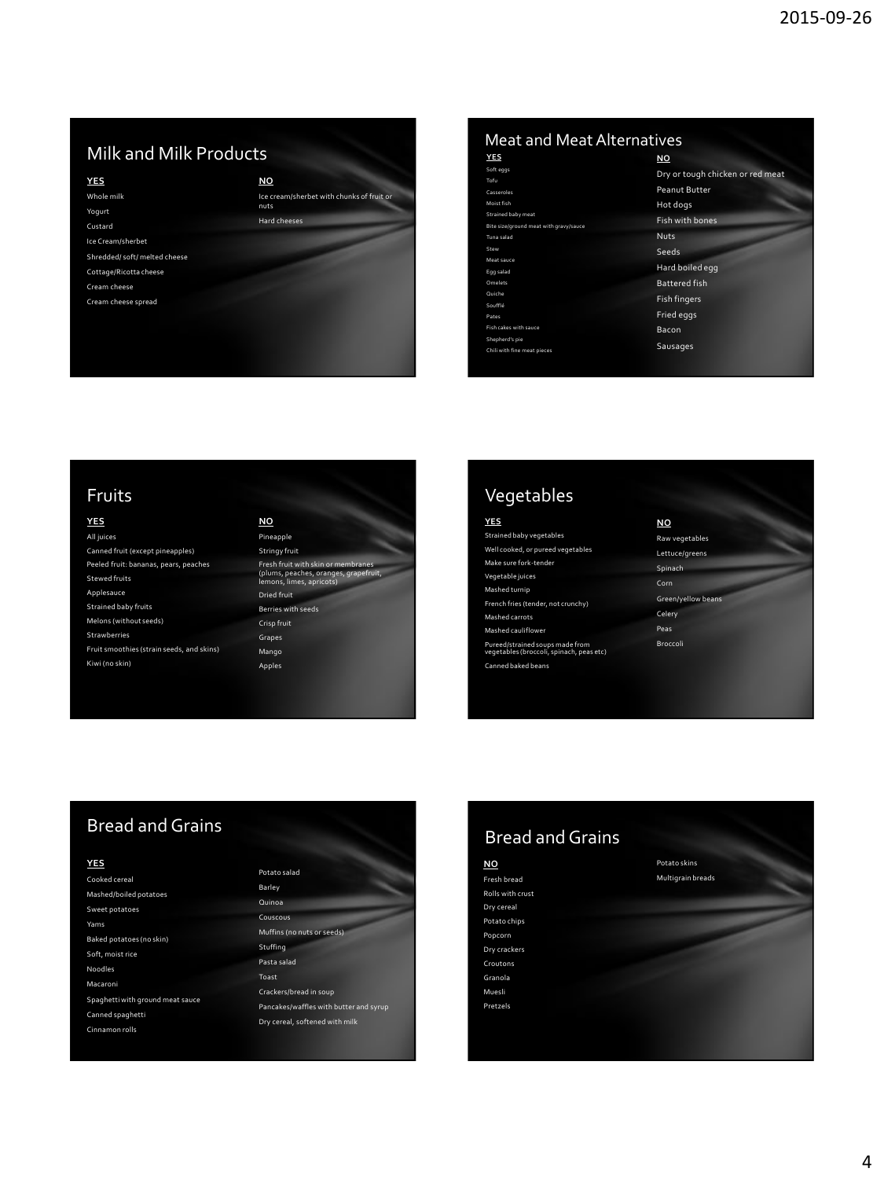## Milk and Milk Products

| YES | NO |
| --- | --- |
| Whole milk | Ice cream/sherbet with chunks of fruit or nuts |
| Yogurt | Hard cheeses |
| Custard | |
| Ice Cream/sherbet | |
| Shredded/ soft/ melted cheese | |
| Cottage/Ricotta cheese | |
| Cream cheese | |
| Cream cheese spread | |

## Meat and Meat Alternatives

| YES | NO |
| --- | --- |
| Soft eggs | Dry or tough chicken or red meat |
| Tofu | Peanut Butter |
| Casseroles | Hot dogs |
| Moist fish | Fish with bones |
| Strained baby meat | Nuts |
| Bite size/ground meat with gravy/sauce | Seeds |
| Tuna salad | Hard boiled egg |
| Stew | Battered fish |
| Meat sauce | Fish fingers |
| Egg salad | Fried eggs |
| Omelets | Bacon |
| Quiche | Sausages |
| Soufflé | |
| Pates | |
| Fish cakes with sauce | |
| Shepherd's pie | |
| Chili with fine meat pieces | |

## Fruits

| YES | NO |
| --- | --- |
| All juices | Pineapple |
| Canned fruit (except pineapples) | Stringy fruit |
| Peeled fruit: bananas, pears, peaches | Fresh fruit with skin or membranes (plums, peaches, oranges, grapefruit, lemons, limes, apricots) |
| Stewed fruits | Dried fruit |
| Applesauce | Berries with seeds |
| Strained baby fruits | Crisp fruit |
| Melons (without seeds) | Grapes |
| Strawberries | Mango |
| Fruit smoothies (strain seeds, and skins) | Apples |
| Kiwi (no skin) | |

## Vegetables

| YES | NO |
| --- | --- |
| Strained baby vegetables | Raw vegetables |
| Well cooked, or pureed vegetables | Lettuce/greens |
| Make sure fork-tender | Spinach |
| Vegetable juices | Corn |
| Mashed turnip | Green/yellow beans |
| French fries (tender, not crunchy) | Celery |
| Mashed carrots | Peas |
| Mashed cauliflower | Broccoli |
| Pureed/strained soups made from vegetables (broccoli, spinach, peas etc) | |
| Canned baked beans | |

## Bread and Grains

**YES**

- Cooked cereal
- Mashed/boiled potatoes
- Sweet potatoes
- Yams
- Baked potatoes (no skin)
- Soft, moist rice
- Noodles
- Macaroni
- Spaghetti with ground meat sauce
- Canned spaghetti
- Cinnamon rolls
- Potato salad
- Barley
- Quinoa
- Couscous
- Muffins (no nuts or seeds)
- Stuffing
- Pasta salad
- Toast
- Crackers/bread in soup
- Pancakes/waffles with butter and syrup
- Dry cereal, softened with milk

## Bread and Grains

**NO**

- Fresh bread
- Rolls with crust
- Dry cereal
- Potato chips
- Popcorn
- Dry crackers
- Croutons
- Granola
- Muesli
- Pretzels
- Potato skins
- Multigrain breads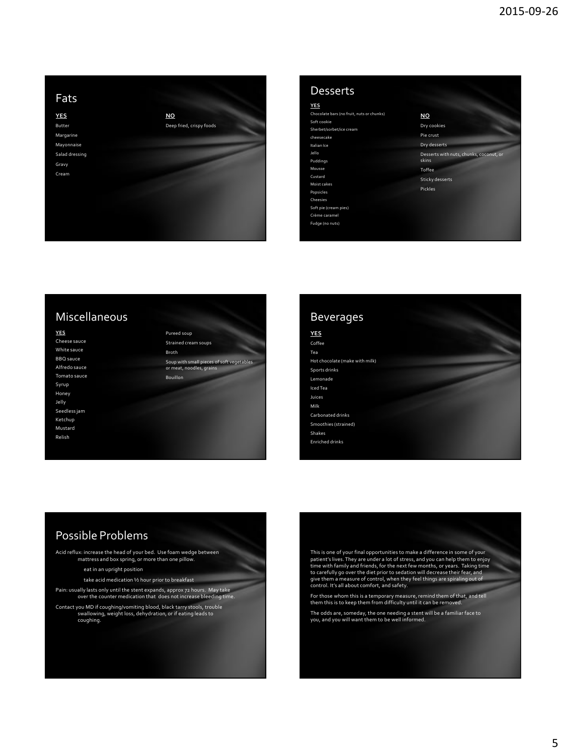## Fats

**YES**

- Butter
- Margarine
- Mayonnaise
- Salad dressing
- Gravy
- Cream

**NO**

- Deep fried, crispy foods

## Desserts

**YES**

- Chocolate bars (no fruit, nuts or chunks)
- Soft cookie
- Sherbet/sorbet/ice cream
- cheesecake
- Italian ice
- Jello
- Puddings
- Mousse
- Custard
- Moist cakes
- Popsicles
- Cheesies
- Soft pie (cream pies)
- Crème caramel
- Fudge (no nuts)

**NO**

- Dry cookies
- Pie crust
- Dry desserts
- Desserts with nuts, chunks, coconut, or skins
- Toffee
- Sticky desserts
- Pickles

## Miscellaneous

**YES**

- Cheese sauce
- White sauce
- BBQ sauce
- Alfredo sauce
- Tomato sauce
- Syrup
- Honey
- Jelly
- Seedless jam
- Ketchup
- Mustard
- Relish
- Pureed soup
- Strained cream soups
- Broth
- Soup with small pieces of soft vegetables or meat, noodles, grains
- Bouillon

## Beverages

**YES**

- Coffee
- Tea
- Hot chocolate (make with milk)
- Sports drinks
- Lemonade
- Iced Tea
- Juices
- Milk
- Carbonated drinks
- Smoothies (strained)
- Shakes
- Enriched drinks

## Possible Problems

Acid reflux: increase the head of your bed. Use foam wedge between mattress and box spring, or more than one pillow.

- eat in an upright position
- take acid medication ½ hour prior to breakfast

Pain: usually lasts only until the stent expands, approx 72 hours. May take over the counter medication that does not increase bleeding time.

Contact you MD if coughing/vomiting blood, black tarry stools, trouble swallowing, weight loss, dehydration, or if eating leads to coughing.

---

This is one of your final opportunities to make a difference in some of your patient's lives. They are under a lot of stress, and you can help them to enjoy time with family and friends, for the next few months, or years. Taking time to carefully go over the diet prior to sedation will decrease their fear, and give them a measure of control, when they feel things are spiraling out of control. It's all about comfort, and safety.

For those whom this is a temporary measure, remind them of that, and tell them this is to keep them from difficulty until it can be removed.

The odds are, someday, the one needing a stent will be a familiar face to you, and you will want them to be well informed.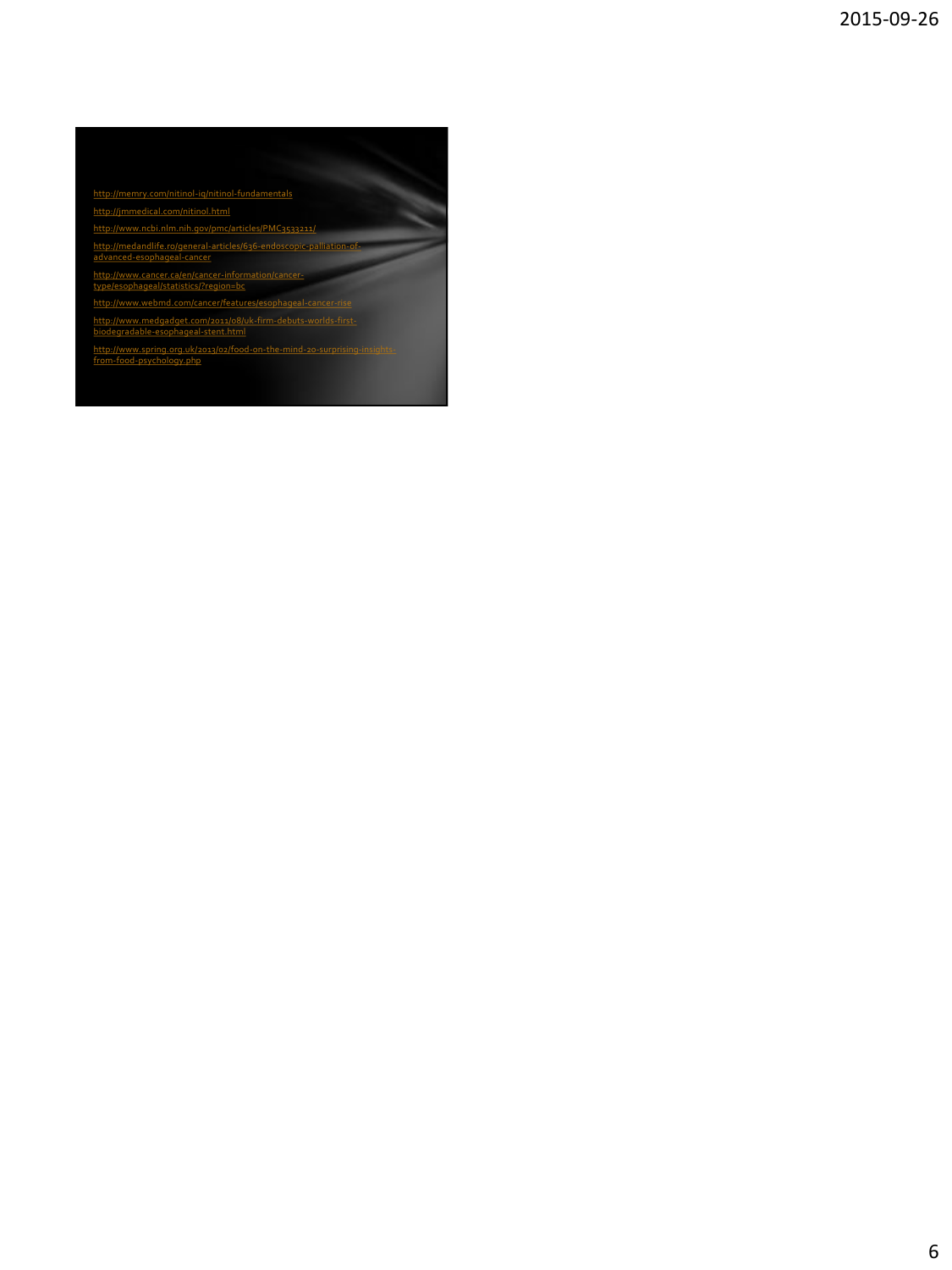http://memry.com/nitinol-iq/nitinol-fundamentals

http://jmmedical.com/nitinol.html

http://www.ncbi.nlm.nih.gov/pmc/articles/PMC3533211/

http://medandlife.ro/general-articles/636-endoscopic-palliation-of-advanced-esophageal-cancer

http://www.cancer.ca/en/cancer-information/cancer-type/esophageal/statistics/?region=bc

http://www.webmd.com/cancer/features/esophageal-cancer-rise

http://www.medgadget.com/2011/08/uk-firm-debuts-worlds-first-biodegradable-esophageal-stent.html

http://www.spring.org.uk/2013/02/food-on-the-mind-20-surprising-insights-from-food-psychology.php